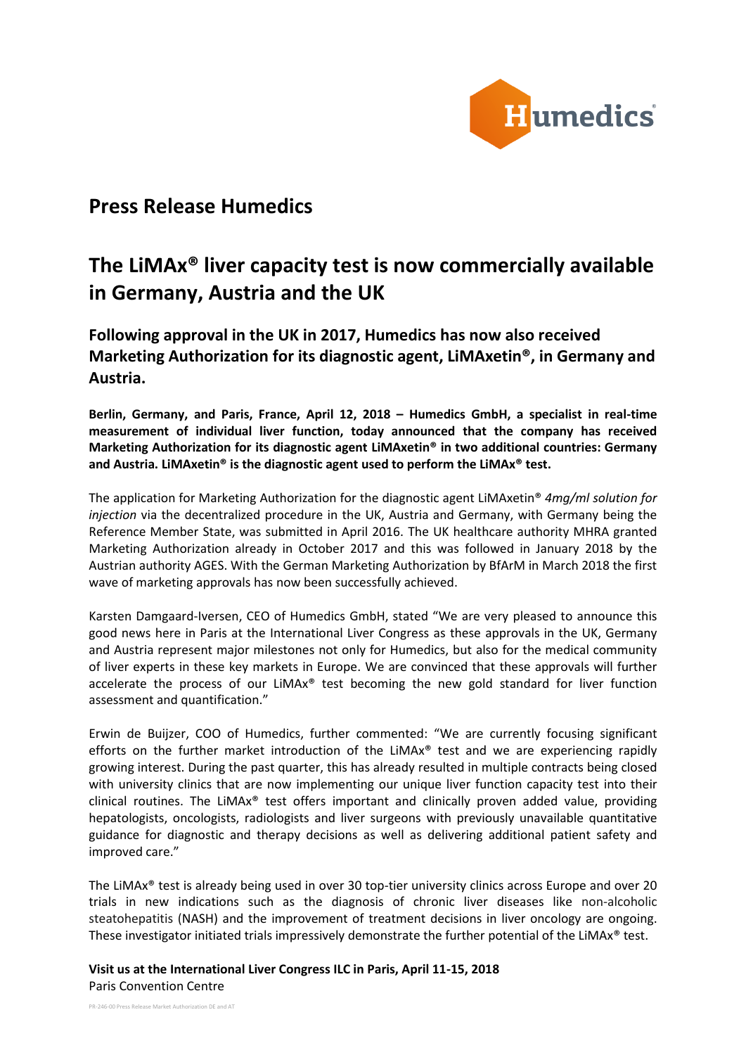# Press Release Humedics

## The LiMAx® liver capacity test is now commercially available in Germany, Austria and the UK

### Following approval in the UK in 2017, Humedics has now also received Marketing Authorization for its diagnostic agent, LiMAxetin®, in Germany and Austria.

**Berlin, Germany, and Paris, France, April 12, 2018 – Humedics GmbH, a specialist in real-time measurement of individual liver function, today announced that the company has received Marketing Authorization for its diagnostic agent LiMAxetin® in two additional countries: Germany and Austria. LiMAxetin® is the diagnostic agent used to perform the LiMAx® test.**

The application for Marketing Authorization for the diagnostic agent LiMAxetin® *4mg/ml solution for injection* via the decentralized procedure in the UK, Austria and Germany, with Germany being the Reference Member State, was submitted in April 2016. The UK healthcare authority MHRA granted Marketing Authorization already in October 2017 and this was followed in January 2018 by the Austrian authority AGES. With the German Marketing Authorization by BfArM in March 2018 the first wave of marketing approvals has now been successfully achieved.

Karsten Damgaard-Iversen, CEO of Humedics GmbH, stated "We are very pleased to announce this good news here in Paris at the International Liver Congress as these approvals in the UK, Germany and Austria represent major milestones not only for Humedics, but also for the medical community of liver experts in these key markets in Europe. We are convinced that these approvals will further accelerate the process of our LiMAx® test becoming the new gold standard for liver function assessment and quantification."

Erwin de Buijzer, COO of Humedics, further commented: "We are currently focusing significant efforts on the further market introduction of the LiMAx® test and we are experiencing rapidly growing interest. During the past quarter, this has already resulted in multiple contracts being closed with university clinics that are now implementing our unique liver function capacity test into their clinical routines. The LiMAx® test offers important and clinically proven added value, providing hepatologists, oncologists, radiologists and liver surgeons with previously unavailable quantitative guidance for diagnostic and therapy decisions as well as delivering additional patient safety and improved care."

The LiMAx® test is already being used in over 30 top-tier university clinics across Europe and over 20 trials in new indications such as the diagnosis of chronic liver diseases like non-alcoholic steatohepatitis (NASH) and the improvement of treatment decisions in liver oncology are ongoing. These investigator initiated trials impressively demonstrate the further potential of the LiMAx® test.

**Visit us at the International Liver Congress ILC in Paris, April 11-15, 2018**
Paris Convention Centre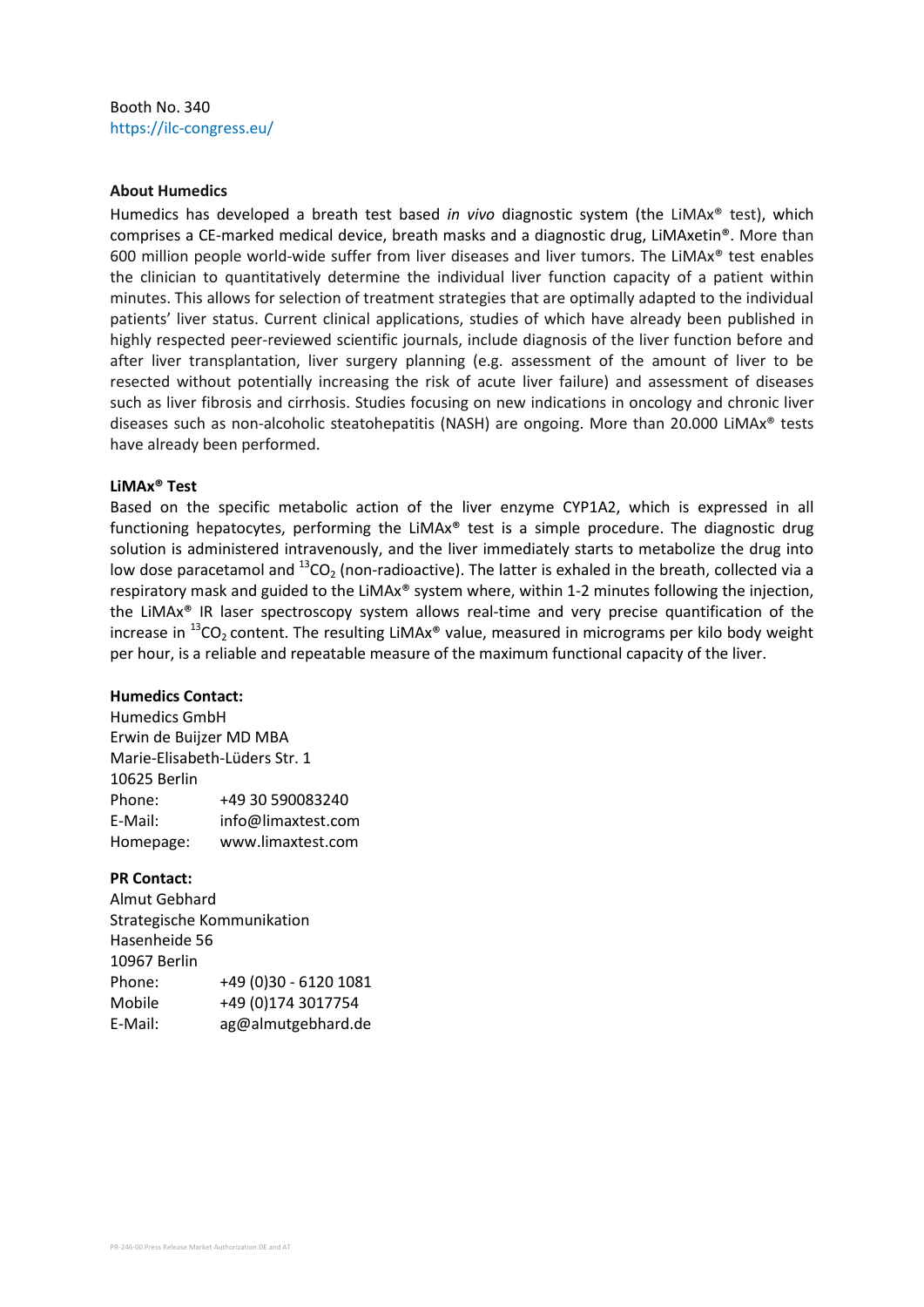Booth No. 340
https://ilc-congress.eu/

**About Humedics**

Humedics has developed a breath test based *in vivo* diagnostic system (the LiMAx® test), which comprises a CE-marked medical device, breath masks and a diagnostic drug, LiMAxetin®. More than 600 million people world-wide suffer from liver diseases and liver tumors. The LiMAx® test enables the clinician to quantitatively determine the individual liver function capacity of a patient within minutes. This allows for selection of treatment strategies that are optimally adapted to the individual patients' liver status. Current clinical applications, studies of which have already been published in highly respected peer-reviewed scientific journals, include diagnosis of the liver function before and after liver transplantation, liver surgery planning (e.g. assessment of the amount of liver to be resected without potentially increasing the risk of acute liver failure) and assessment of diseases such as liver fibrosis and cirrhosis. Studies focusing on new indications in oncology and chronic liver diseases such as non-alcoholic steatohepatitis (NASH) are ongoing. More than 20.000 LiMAx® tests have already been performed.

**LiMAx® Test**

Based on the specific metabolic action of the liver enzyme CYP1A2, which is expressed in all functioning hepatocytes, performing the LiMAx® test is a simple procedure. The diagnostic drug solution is administered intravenously, and the liver immediately starts to metabolize the drug into low dose paracetamol and $^{13}CO_2$ (non-radioactive). The latter is exhaled in the breath, collected via a respiratory mask and guided to the LiMAx® system where, within 1-2 minutes following the injection, the LiMAx® IR laser spectroscopy system allows real-time and very precise quantification of the increase in $^{13}CO_2$ content. The resulting LiMAx® value, measured in micrograms per kilo body weight per hour, is a reliable and repeatable measure of the maximum functional capacity of the liver.

**Humedics Contact:**

Humedics GmbH
Erwin de Buijzer MD MBA
Marie-Elisabeth-Lüders Str. 1
10625 Berlin

| | |
|---|---|
| Phone: | +49 30 590083240 |
| E-Mail: | info@limaxtest.com |
| Homepage: | www.limaxtest.com |

**PR Contact:**

Almut Gebhard
Strategische Kommunikation
Hasenheide 56
10967 Berlin

| | |
|---|---|
| Phone: | +49 (0)30 - 6120 1081 |
| Mobile | +49 (0)174 3017754 |
| E-Mail: | ag@almutgebhard.de |